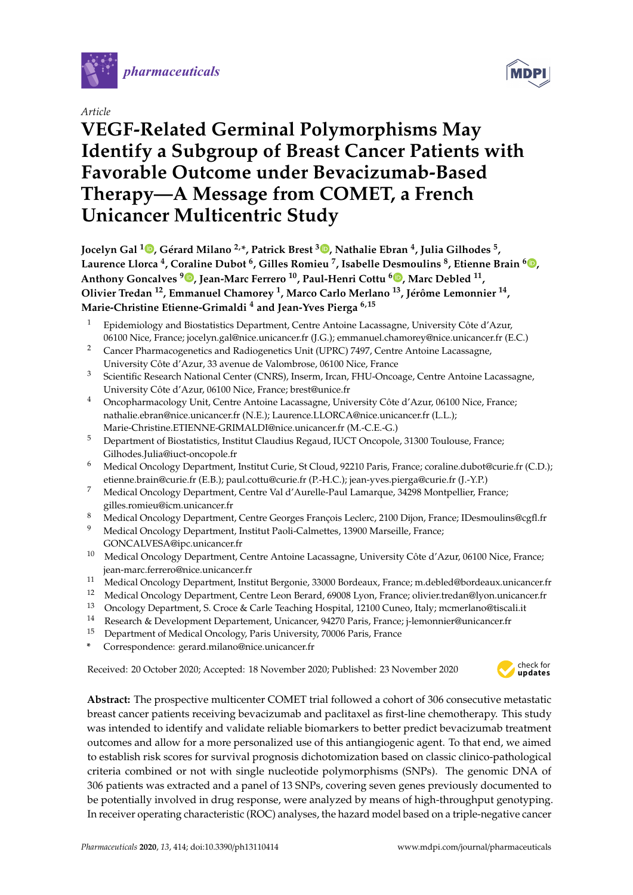*pharmaceuticals*

Article

# VEGF-Related Germinal Polymorphisms May Identify a Subgroup of Breast Cancer Patients with Favorable Outcome under Bevacizumab-Based Therapy—A Message from COMET, a French Unicancer Multicentric Study

**Jocelyn Gal [1], Gérard Milano [2,*], Patrick Brest [3], Nathalie Ebran [4], Julia Gilhodes [5], Laurence Llorca [4], Coraline Dubot [6], Gilles Romieu [7], Isabelle Desmoulins [8], Etienne Brain [6], Anthony Goncalves [9], Jean-Marc Ferrero [10], Paul-Henri Cottu [6], Marc Debled [11], Olivier Tredan [12], Emmanuel Chamorey [1], Marco Carlo Merlano [13], Jérôme Lemonnier [14], Marie-Christine Etienne-Grimaldi [4] and Jean-Yves Pierga [6,15]**

1. Epidemiology and Biostatistics Department, Centre Antoine Lacassagne, University Côte d'Azur, 06100 Nice, France; jocelyn.gal@nice.unicancer.fr (J.G.); emmanuel.chamorey@nice.unicancer.fr (E.C.)
2. Cancer Pharmacogenetics and Radiogenetics Unit (UPRC) 7497, Centre Antoine Lacassagne, University Côte d'Azur, 33 avenue de Valombrose, 06100 Nice, France
3. Scientific Research National Center (CNRS), Inserm, Ircan, FHU-Oncoage, Centre Antoine Lacassagne, University Côte d'Azur, 06100 Nice, France; brest@unice.fr
4. Oncopharmacology Unit, Centre Antoine Lacassagne, University Côte d'Azur, 06100 Nice, France; nathalie.ebran@nice.unicancer.fr (N.E.); Laurence.LLORCA@nice.unicancer.fr (L.L.); Marie-Christine.ETIENNE-GRIMALDI@nice.unicancer.fr (M.-C.E.-G.)
5. Department of Biostatistics, Institut Claudius Regaud, IUCT Oncopole, 31300 Toulouse, France; Gilhodes.Julia@iuct-oncopole.fr
6. Medical Oncology Department, Institut Curie, St Cloud, 92210 Paris, France; coraline.dubot@curie.fr (C.D.); etienne.brain@curie.fr (E.B.); paul.cottu@curie.fr (P.-H.C.); jean-yves.pierga@curie.fr (J.-Y.P.)
7. Medical Oncology Department, Centre Val d'Aurelle-Paul Lamarque, 34298 Montpellier, France; gilles.romieu@icm.unicancer.fr
8. Medical Oncology Department, Centre Georges François Leclerc, 2100 Dijon, France; IDesmoulins@cgfl.fr
9. Medical Oncology Department, Institut Paoli-Calmettes, 13900 Marseille, France; GONCALVESA@ipc.unicancer.fr
10. Medical Oncology Department, Centre Antoine Lacassagne, University Côte d'Azur, 06100 Nice, France; jean-marc.ferrero@nice.unicancer.fr
11. Medical Oncology Department, Institut Bergonie, 33000 Bordeaux, France; m.debled@bordeaux.unicancer.fr
12. Medical Oncology Department, Centre Leon Berard, 69008 Lyon, France; olivier.tredan@lyon.unicancer.fr
13. Oncology Department, S. Croce & Carle Teaching Hospital, 12100 Cuneo, Italy; mcmerlano@tiscali.it
14. Research & Development Departement, Unicancer, 94270 Paris, France; j-lemonnier@unicancer.fr
15. Department of Medical Oncology, Paris University, 70006 Paris, France

\* Correspondence: gerard.milano@nice.unicancer.fr

Received: 20 October 2020; Accepted: 18 November 2020; Published: 23 November 2020

**Abstract:** The prospective multicenter COMET trial followed a cohort of 306 consecutive metastatic breast cancer patients receiving bevacizumab and paclitaxel as first-line chemotherapy. This study was intended to identify and validate reliable biomarkers to better predict bevacizumab treatment outcomes and allow for a more personalized use of this antiangiogenic agent. To that end, we aimed to establish risk scores for survival prognosis dichotomization based on classic clinico-pathological criteria combined or not with single nucleotide polymorphisms (SNPs). The genomic DNA of 306 patients was extracted and a panel of 13 SNPs, covering seven genes previously documented to be potentially involved in drug response, were analyzed by means of high-throughput genotyping. In receiver operating characteristic (ROC) analyses, the hazard model based on a triple-negative cancer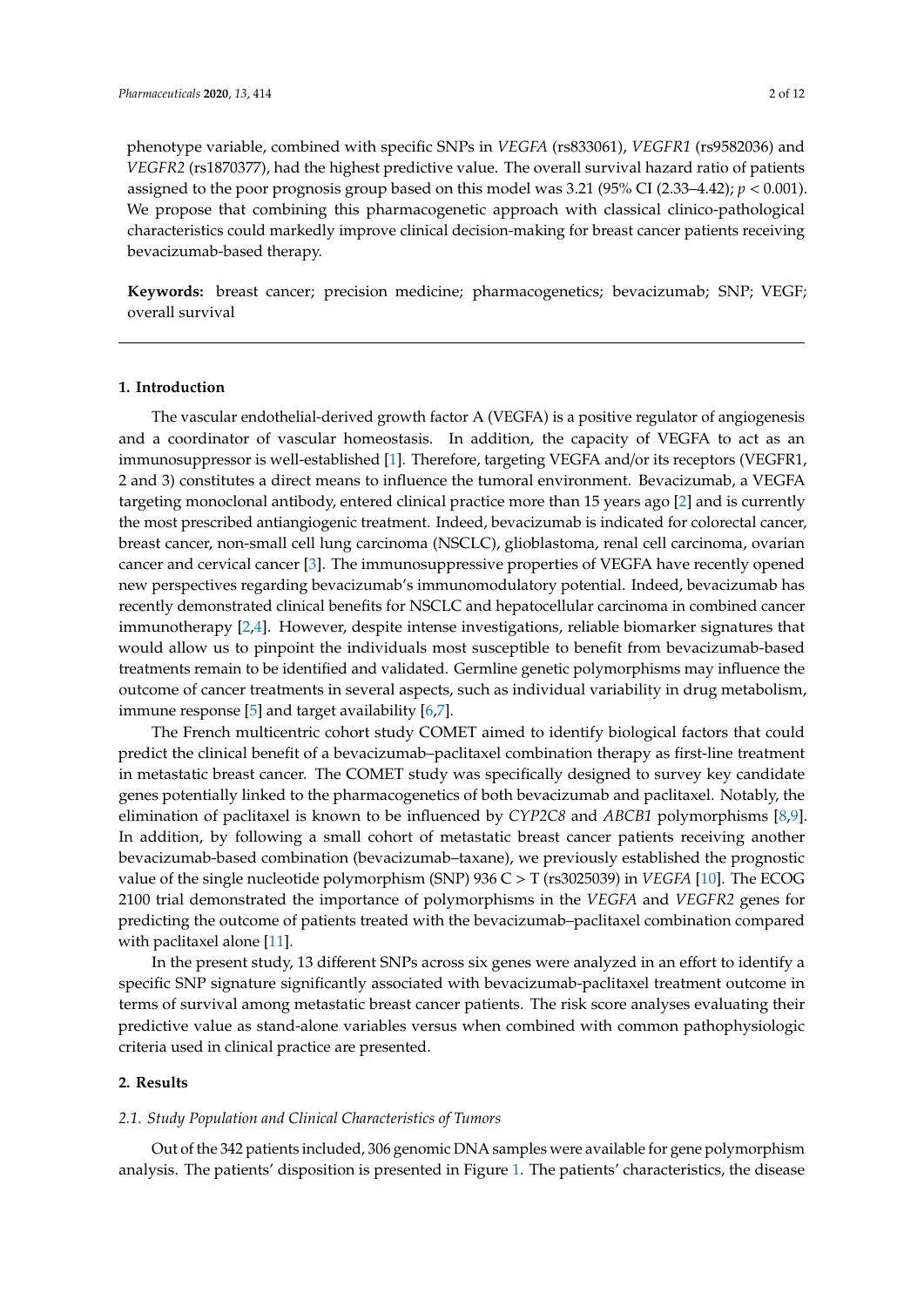phenotype variable, combined with specific SNPs in *VEGFA* (rs833061), *VEGFR1* (rs9582036) and *VEGFR2* (rs1870377), had the highest predictive value. The overall survival hazard ratio of patients assigned to the poor prognosis group based on this model was 3.21 (95% CI (2.33–4.42); $p < 0.001$). We propose that combining this pharmacogenetic approach with classical clinico-pathological characteristics could markedly improve clinical decision-making for breast cancer patients receiving bevacizumab-based therapy.

**Keywords:** breast cancer; precision medicine; pharmacogenetics; bevacizumab; SNP; VEGF; overall survival

## 1. Introduction

The vascular endothelial-derived growth factor A (VEGFA) is a positive regulator of angiogenesis and a coordinator of vascular homeostasis. In addition, the capacity of VEGFA to act as an immunosuppressor is well-established [1]. Therefore, targeting VEGFA and/or its receptors (VEGFR1, 2 and 3) constitutes a direct means to influence the tumoral environment. Bevacizumab, a VEGFA targeting monoclonal antibody, entered clinical practice more than 15 years ago [2] and is currently the most prescribed antiangiogenic treatment. Indeed, bevacizumab is indicated for colorectal cancer, breast cancer, non-small cell lung carcinoma (NSCLC), glioblastoma, renal cell carcinoma, ovarian cancer and cervical cancer [3]. The immunosuppressive properties of VEGFA have recently opened new perspectives regarding bevacizumab's immunomodulatory potential. Indeed, bevacizumab has recently demonstrated clinical benefits for NSCLC and hepatocellular carcinoma in combined cancer immunotherapy [2,4]. However, despite intense investigations, reliable biomarker signatures that would allow us to pinpoint the individuals most susceptible to benefit from bevacizumab-based treatments remain to be identified and validated. Germline genetic polymorphisms may influence the outcome of cancer treatments in several aspects, such as individual variability in drug metabolism, immune response [5] and target availability [6,7].

The French multicentric cohort study COMET aimed to identify biological factors that could predict the clinical benefit of a bevacizumab–paclitaxel combination therapy as first-line treatment in metastatic breast cancer. The COMET study was specifically designed to survey key candidate genes potentially linked to the pharmacogenetics of both bevacizumab and paclitaxel. Notably, the elimination of paclitaxel is known to be influenced by *CYP2C8* and *ABCB1* polymorphisms [8,9]. In addition, by following a small cohort of metastatic breast cancer patients receiving another bevacizumab-based combination (bevacizumab–taxane), we previously established the prognostic value of the single nucleotide polymorphism (SNP) 936 C > T (rs3025039) in *VEGFA* [10]. The ECOG 2100 trial demonstrated the importance of polymorphisms in the *VEGFA* and *VEGFR2* genes for predicting the outcome of patients treated with the bevacizumab–paclitaxel combination compared with paclitaxel alone [11].

In the present study, 13 different SNPs across six genes were analyzed in an effort to identify a specific SNP signature significantly associated with bevacizumab-paclitaxel treatment outcome in terms of survival among metastatic breast cancer patients. The risk score analyses evaluating their predictive value as stand-alone variables versus when combined with common pathophysiologic criteria used in clinical practice are presented.

## 2. Results

### 2.1. Study Population and Clinical Characteristics of Tumors

Out of the 342 patients included, 306 genomic DNA samples were available for gene polymorphism analysis. The patients' disposition is presented in Figure 1. The patients' characteristics, the disease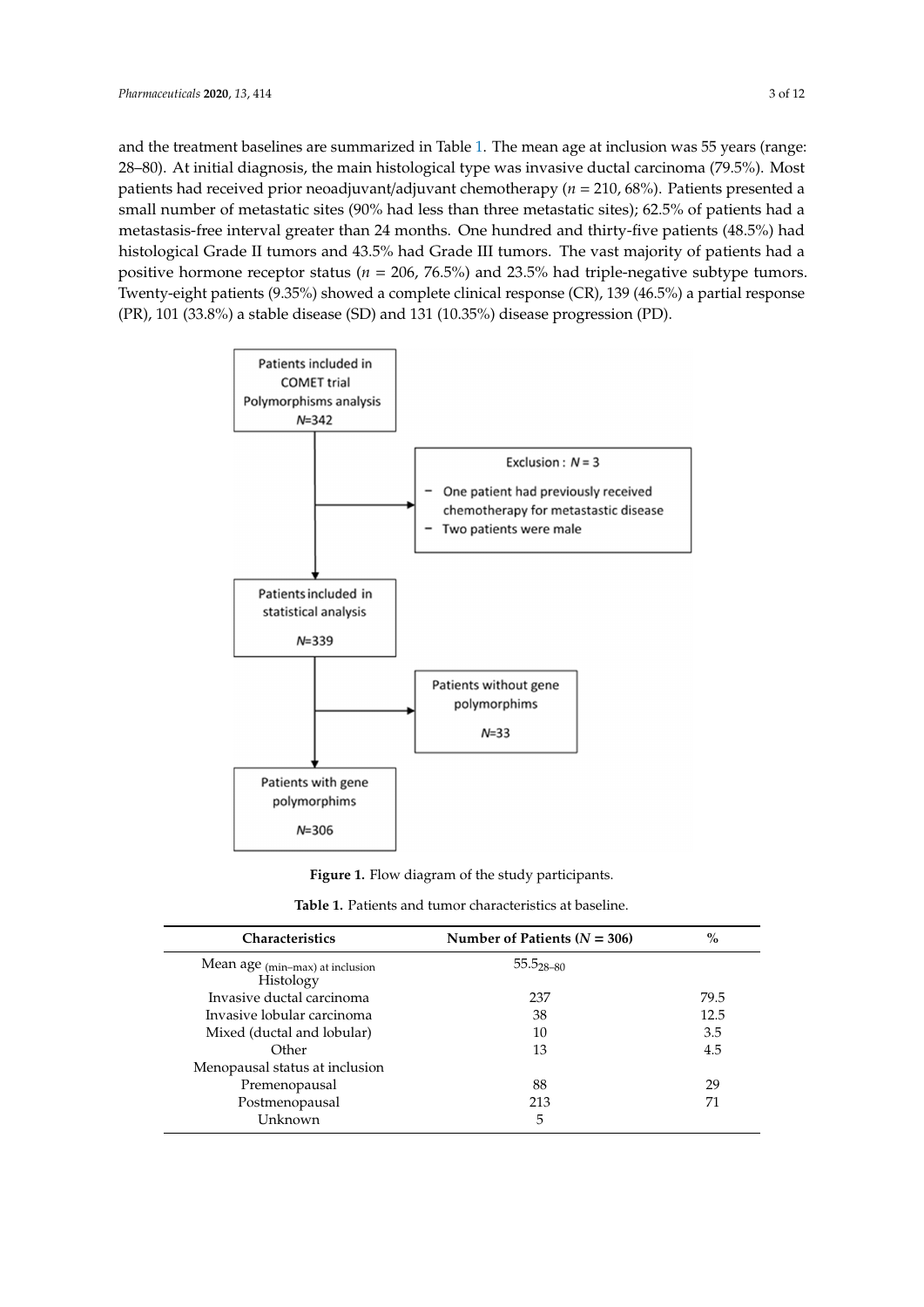and the treatment baselines are summarized in Table 1. The mean age at inclusion was 55 years (range: 28–80). At initial diagnosis, the main histological type was invasive ductal carcinoma (79.5%). Most patients had received prior neoadjuvant/adjuvant chemotherapy ($n$ = 210, 68%). Patients presented a small number of metastatic sites (90% had less than three metastatic sites); 62.5% of patients had a metastasis-free interval greater than 24 months. One hundred and thirty-five patients (48.5%) had histological Grade II tumors and 43.5% had Grade III tumors. The vast majority of patients had a positive hormone receptor status ($n$ = 206, 76.5%) and 23.5% had triple-negative subtype tumors. Twenty-eight patients (9.35%) showed a complete clinical response (CR), 139 (46.5%) a partial response (PR), 101 (33.8%) a stable disease (SD) and 131 (10.35%) disease progression (PD).

Patients included in COMET trial Polymorphisms analysis
$N$=342

Exclusion : $N$ = 3
- One patient had previously received chemotherapy for metastatic disease
- Two patients were male

Patients included in statistical analysis
$N$=339

Patients without gene polymorphims
$N$=33

Patients with gene polymorphims
$N$=306

**Figure 1.** Flow diagram of the study participants.

**Table 1.** Patients and tumor characteristics at baseline.

| Characteristics | Number of Patients ($N$ = 306) | % |
|---|---|---|
| Mean age $_{\text{(min–max) at inclusion}}$ | 55.5$_{28–80}$ | |
| Histology | | |
| Invasive ductal carcinoma | 237 | 79.5 |
| Invasive lobular carcinoma | 38 | 12.5 |
| Mixed (ductal and lobular) | 10 | 3.5 |
| Other | 13 | 4.5 |
| Menopausal status at inclusion | | |
| Premenopausal | 88 | 29 |
| Postmenopausal | 213 | 71 |
| Unknown | 5 | |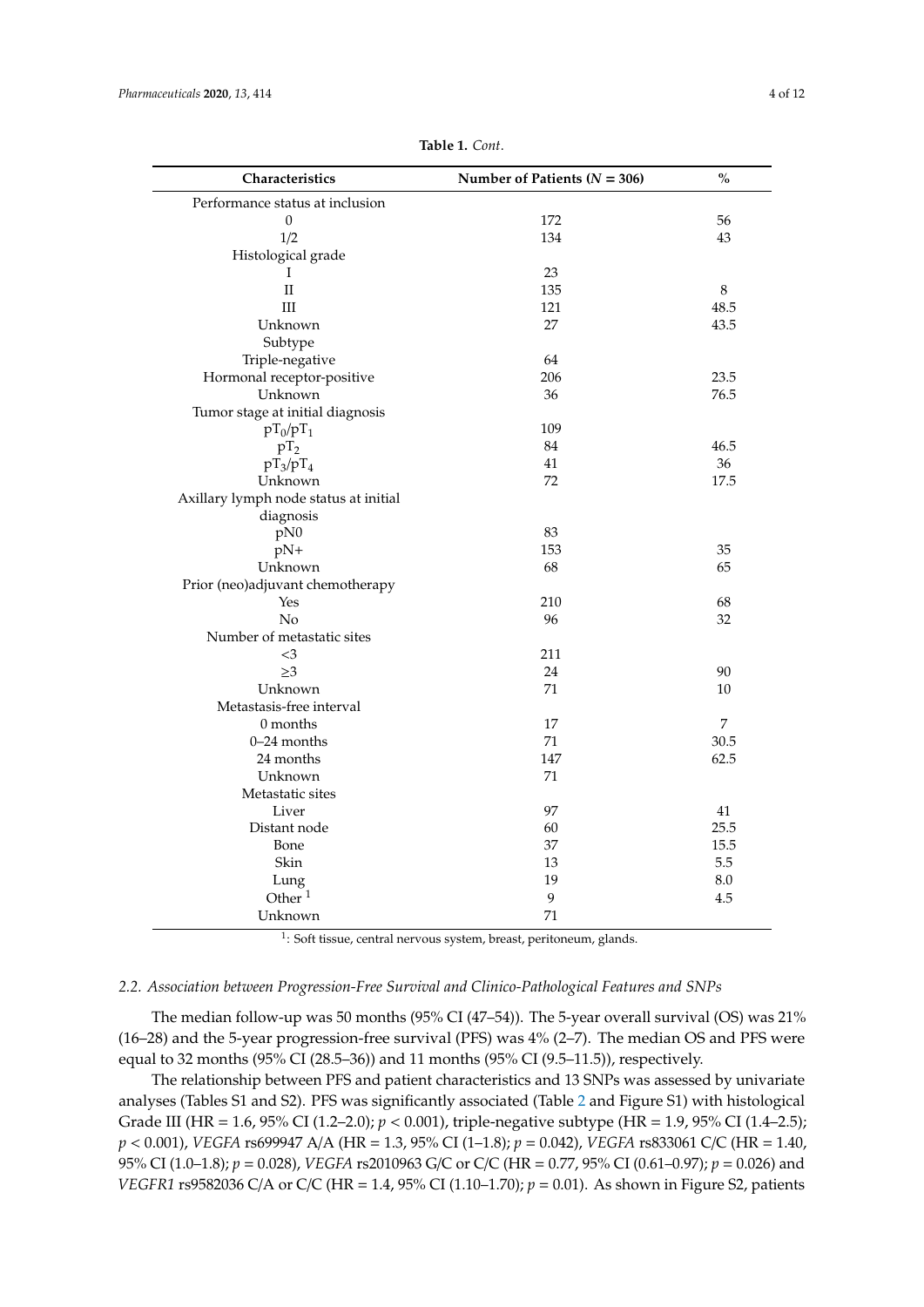**Table 1.** *Cont.*

| Characteristics | Number of Patients ($N$ = 306) | % |
|---|---|---|
| Performance status at inclusion | | |
| 0 | 172 | 56 |
| 1/2 | 134 | 43 |
| Histological grade | | |
| I | 23 | |
| II | 135 | 8 |
| III | 121 | 48.5 |
| Unknown | 27 | 43.5 |
| Subtype | | |
| Triple-negative | 64 | |
| Hormonal receptor-positive | 206 | 23.5 |
| Unknown | 36 | 76.5 |
| Tumor stage at initial diagnosis | | |
| $pT_0/pT_1$ | 109 | |
| $pT_2$ | 84 | 46.5 |
| $pT_3/pT_4$ | 41 | 36 |
| Unknown | 72 | 17.5 |
| Axillary lymph node status at initial diagnosis | | |
| pN0 | 83 | |
| pN+ | 153 | 35 |
| Unknown | 68 | 65 |
| Prior (neo)adjuvant chemotherapy | | |
| Yes | 210 | 68 |
| No | 96 | 32 |
| Number of metastatic sites | | |
| <3 | 211 | |
| ≥3 | 24 | 90 |
| Unknown | 71 | 10 |
| Metastasis-free interval | | |
| 0 months | 17 | 7 |
| 0–24 months | 71 | 30.5 |
| 24 months | 147 | 62.5 |
| Unknown | 71 | |
| Metastatic sites | | |
| Liver | 97 | 41 |
| Distant node | 60 | 25.5 |
| Bone | 37 | 15.5 |
| Skin | 13 | 5.5 |
| Lung | 19 | 8.0 |
| Other [1] | 9 | 4.5 |
| Unknown | 71 | |

[1]: Soft tissue, central nervous system, breast, peritoneum, glands.

### *2.2. Association between Progression-Free Survival and Clinico-Pathological Features and SNPs*

The median follow-up was 50 months (95% CI (47–54)). The 5-year overall survival (OS) was 21% (16–28) and the 5-year progression-free survival (PFS) was 4% (2–7). The median OS and PFS were equal to 32 months (95% CI (28.5–36)) and 11 months (95% CI (9.5–11.5)), respectively.

The relationship between PFS and patient characteristics and 13 SNPs was assessed by univariate analyses (Tables S1 and S2). PFS was significantly associated (Table 2 and Figure S1) with histological Grade III (HR = 1.6, 95% CI (1.2–2.0); $p < 0.001$), triple-negative subtype (HR = 1.9, 95% CI (1.4–2.5); $p < 0.001$), *VEGFA* rs699947 A/A (HR = 1.3, 95% CI (1–1.8); $p = 0.042$), *VEGFA* rs833061 C/C (HR = 1.40, 95% CI (1.0–1.8); $p = 0.028$), *VEGFA* rs2010963 G/C or C/C (HR = 0.77, 95% CI (0.61–0.97); $p = 0.026$) and *VEGFR1* rs9582036 C/A or C/C (HR = 1.4, 95% CI (1.10–1.70); $p = 0.01$). As shown in Figure S2, patients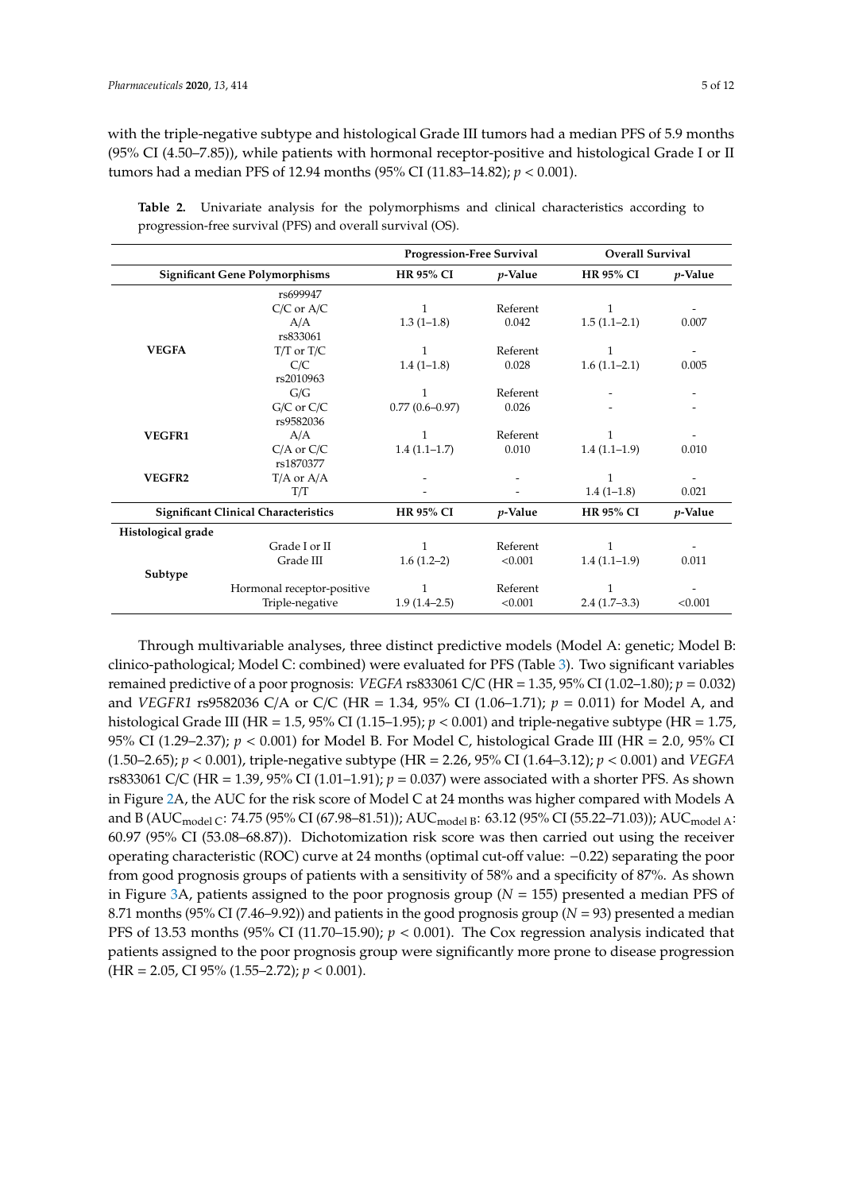with the triple-negative subtype and histological Grade III tumors had a median PFS of 5.9 months (95% CI (4.50–7.85)), while patients with hormonal receptor-positive and histological Grade I or II tumors had a median PFS of 12.94 months (95% CI (11.83–14.82); $p < 0.001$).

**Table 2.** Univariate analysis for the polymorphisms and clinical characteristics according to progression-free survival (PFS) and overall survival (OS).

| | | Progression-Free Survival | | Overall Survival | |
|---|---|---|---|---|---|
| **Significant Gene Polymorphisms** | | **HR 95% CI** | ***p*-Value** | **HR 95% CI** | ***p*-Value** |
| **VEGFA** | rs699947 | | | | |
| | C/C or A/C | 1 | Referent | 1 | - |
| | A/A | 1.3 (1–1.8) | 0.042 | 1.5 (1.1–2.1) | 0.007 |
| | rs833061 | | | | |
| | T/T or T/C | 1 | Referent | 1 | - |
| | C/C | 1.4 (1–1.8) | 0.028 | 1.6 (1.1–2.1) | 0.005 |
| | rs2010963 | | | | |
| | G/G | 1 | Referent | - | - |
| | G/C or C/C | 0.77 (0.6–0.97) | 0.026 | - | - |
| **VEGFR1** | rs9582036 | | | | |
| | A/A | 1 | Referent | 1 | - |
| | C/A or C/C | 1.4 (1.1–1.7) | 0.010 | 1.4 (1.1–1.9) | 0.010 |
| **VEGFR2** | rs1870377 | | | | |
| | T/A or A/A | - | - | 1 | - |
| | T/T | - | - | 1.4 (1–1.8) | 0.021 |
| **Significant Clinical Characteristics** | | **HR 95% CI** | ***p*-Value** | **HR 95% CI** | ***p*-Value** |
| **Histological grade** | | | | | |
| | Grade I or II | 1 | Referent | 1 | - |
| | Grade III | 1.6 (1.2–2) | <0.001 | 1.4 (1.1–1.9) | 0.011 |
| **Subtype** | | | | | |
| | Hormonal receptor-positive | 1 | Referent | 1 | - |
| | Triple-negative | 1.9 (1.4–2.5) | <0.001 | 2.4 (1.7–3.3) | <0.001 |

Through multivariable analyses, three distinct predictive models (Model A: genetic; Model B: clinico-pathological; Model C: combined) were evaluated for PFS (Table 3). Two significant variables remained predictive of a poor prognosis: *VEGFA* rs833061 C/C (HR = 1.35, 95% CI (1.02–1.80); $p = 0.032$) and *VEGFR1* rs9582036 C/A or C/C (HR = 1.34, 95% CI (1.06–1.71); $p = 0.011$) for Model A, and histological Grade III (HR = 1.5, 95% CI (1.15–1.95); $p < 0.001$) and triple-negative subtype (HR = 1.75, 95% CI (1.29–2.37); $p < 0.001$) for Model B. For Model C, histological Grade III (HR = 2.0, 95% CI (1.50–2.65); $p < 0.001$), triple-negative subtype (HR = 2.26, 95% CI (1.64–3.12); $p < 0.001$) and *VEGFA* rs833061 C/C (HR = 1.39, 95% CI (1.01–1.91); $p = 0.037$) were associated with a shorter PFS. As shown in Figure 2A, the AUC for the risk score of Model C at 24 months was higher compared with Models A and B ($AUC_{model\ C}$: 74.75 (95% CI (67.98–81.51)); $AUC_{model\ B}$: 63.12 (95% CI (55.22–71.03)); $AUC_{model\ A}$: 60.97 (95% CI (53.08–68.87)). Dichotomization risk score was then carried out using the receiver operating characteristic (ROC) curve at 24 months (optimal cut-off value: −0.22) separating the poor from good prognosis groups of patients with a sensitivity of 58% and a specificity of 87%. As shown in Figure 3A, patients assigned to the poor prognosis group ($N = 155$) presented a median PFS of 8.71 months (95% CI (7.46–9.92)) and patients in the good prognosis group ($N = 93$) presented a median PFS of 13.53 months (95% CI (11.70–15.90); $p < 0.001$). The Cox regression analysis indicated that patients assigned to the poor prognosis group were significantly more prone to disease progression (HR = 2.05, CI 95% (1.55–2.72); $p < 0.001$).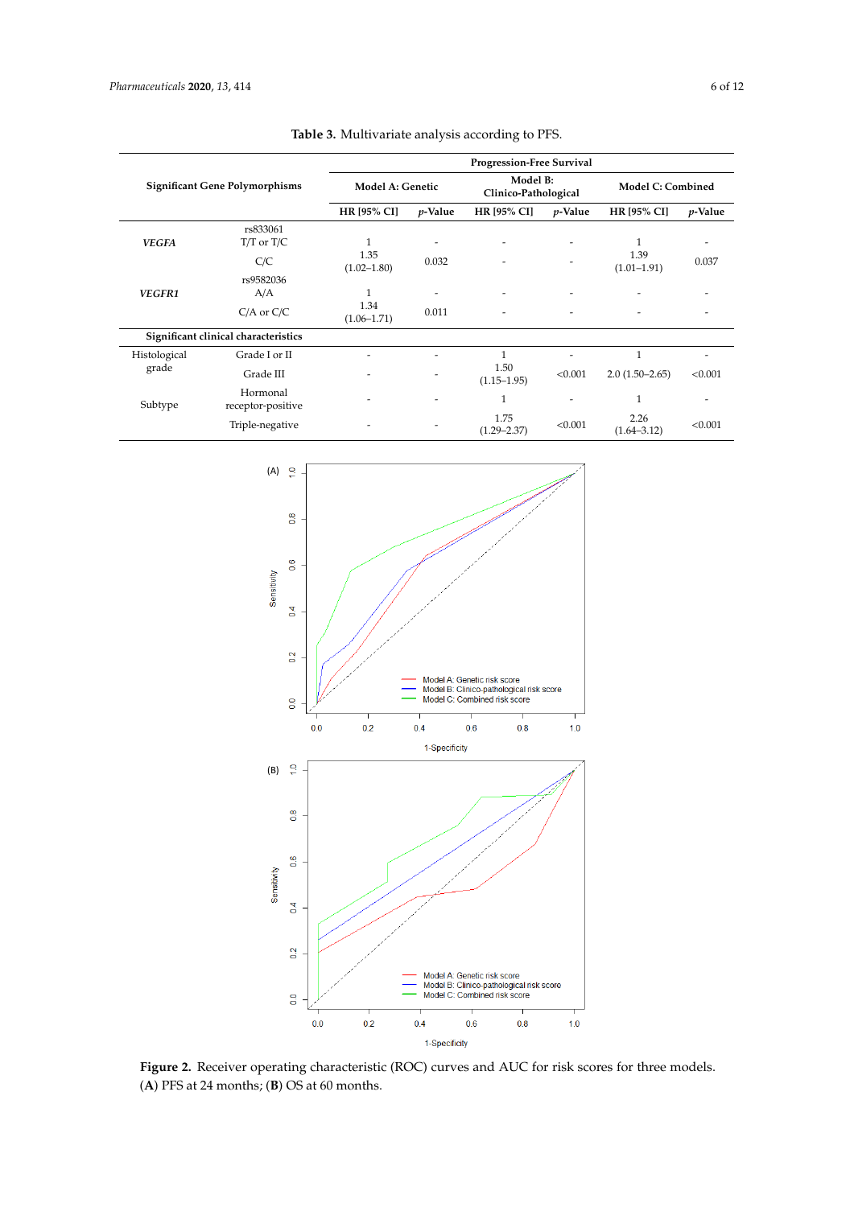**Table 3.** Multivariate analysis according to PFS.

| Significant Gene Polymorphisms | | Progression-Free Survival | | | | | |
|---|---|---|---|---|---|---|---|
| | | Model A: Genetic | | Model B: Clinico-Pathological | | Model C: Combined | |
| | | HR [95% CI] | *p*-Value | HR [95% CI] | *p*-Value | HR [95% CI] | *p*-Value |
| ***VEGFA*** | rs833061 T/T or T/C | 1 | - | - | - | 1 | - |
| | C/C | 1.35 (1.02–1.80) | 0.032 | - | - | 1.39 (1.01–1.91) | 0.037 |
| ***VEGFR1*** | rs9582036 A/A | 1 | - | - | - | - | - |
| | C/A or C/C | 1.34 (1.06–1.71) | 0.011 | - | - | - | - |
| **Significant clinical characteristics** | | | | | | | |
| Histological grade | Grade I or II | - | - | 1 | - | 1 | - |
| | Grade III | - | - | 1.50 (1.15–1.95) | <0.001 | 2.0 (1.50–2.65) | <0.001 |
| Subtype | Hormonal receptor-positive | - | - | 1 | - | 1 | - |
| | Triple-negative | - | - | 1.75 (1.29–2.37) | <0.001 | 2.26 (1.64–3.12) | <0.001 |

**Figure 2.** Receiver operating characteristic (ROC) curves and AUC for risk scores for three models. (**A**) PFS at 24 months; (**B**) OS at 60 months.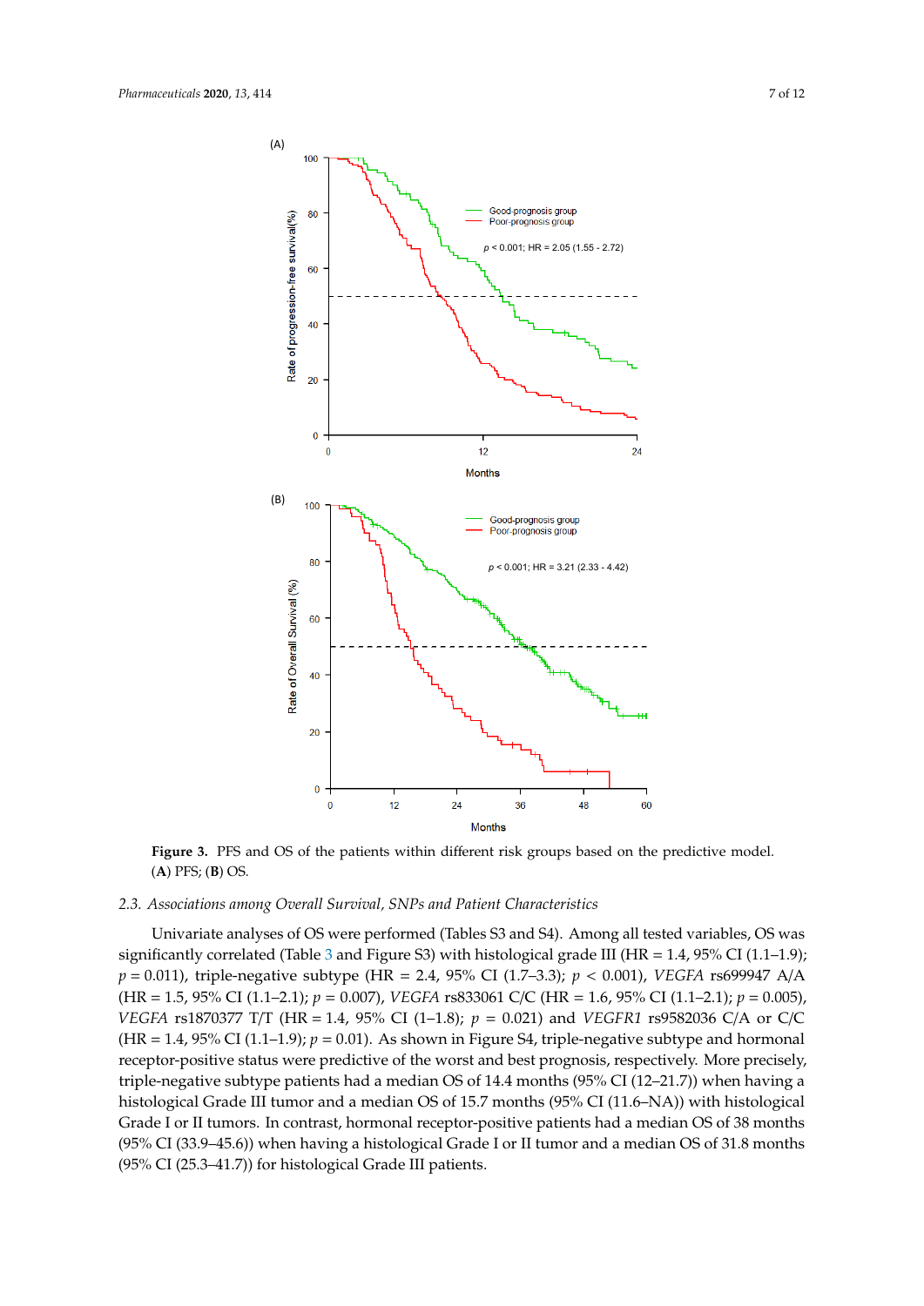**Figure 3.** PFS and OS of the patients within different risk groups based on the predictive model. (**A**) PFS; (**B**) OS.

### 2.3. Associations among Overall Survival, SNPs and Patient Characteristics

Univariate analyses of OS were performed (Tables S3 and S4). Among all tested variables, OS was significantly correlated (Table 3 and Figure S3) with histological grade III (HR = 1.4, 95% CI (1.1–1.9); $p = 0.011$), triple-negative subtype (HR = 2.4, 95% CI (1.7–3.3); $p < 0.001$), *VEGFA* rs699947 A/A (HR = 1.5, 95% CI (1.1–2.1); $p = 0.007$), *VEGFA* rs833061 C/C (HR = 1.6, 95% CI (1.1–2.1); $p = 0.005$), *VEGFA* rs1870377 T/T (HR = 1.4, 95% CI (1–1.8); $p = 0.021$) and *VEGFR1* rs9582036 C/A or C/C (HR = 1.4, 95% CI (1.1–1.9); $p = 0.01$). As shown in Figure S4, triple-negative subtype and hormonal receptor-positive status were predictive of the worst and best prognosis, respectively. More precisely, triple-negative subtype patients had a median OS of 14.4 months (95% CI (12–21.7)) when having a histological Grade III tumor and a median OS of 15.7 months (95% CI (11.6–NA)) with histological Grade I or II tumors. In contrast, hormonal receptor-positive patients had a median OS of 38 months (95% CI (33.9–45.6)) when having a histological Grade I or II tumor and a median OS of 31.8 months (95% CI (25.3–41.7)) for histological Grade III patients.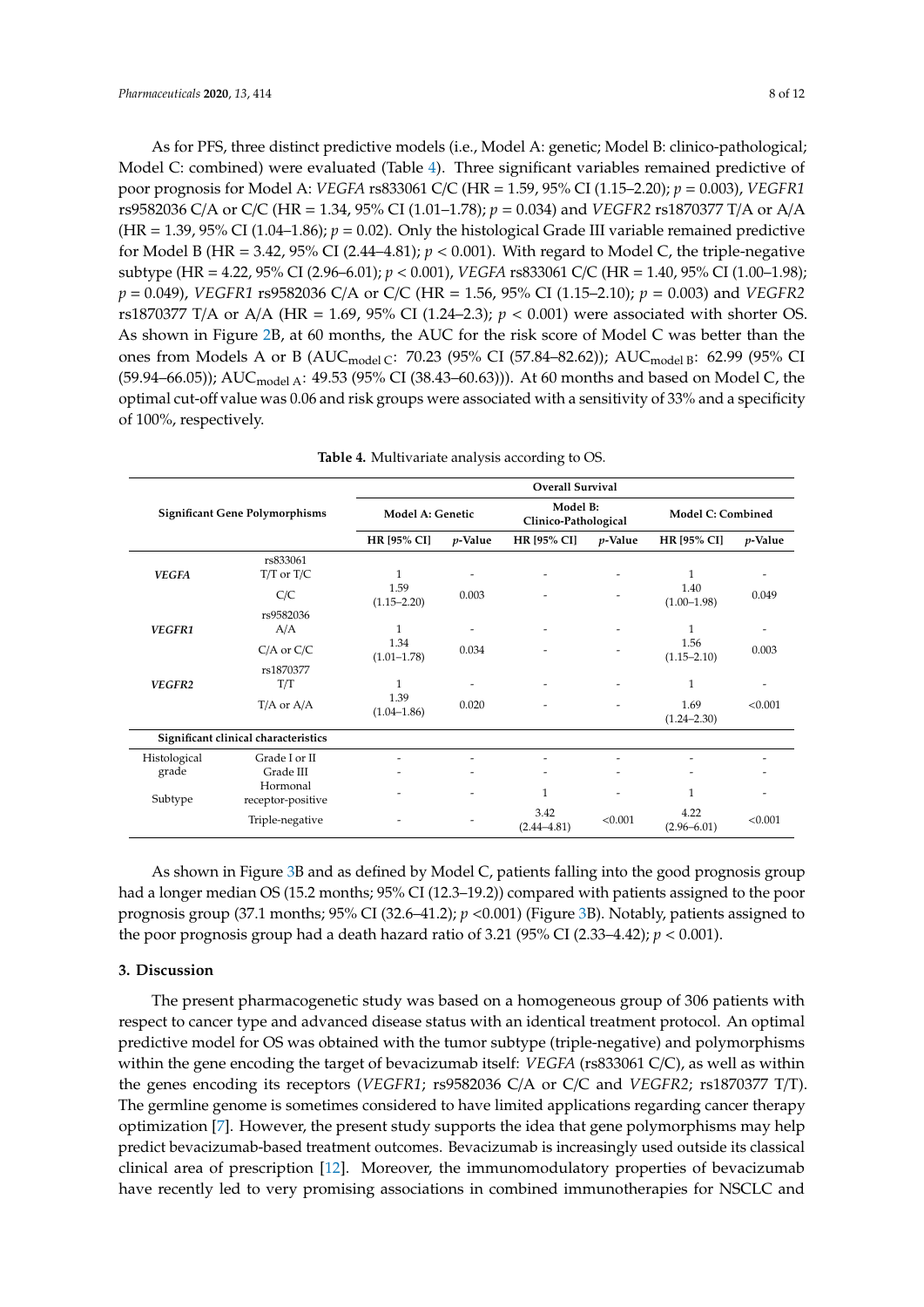As for PFS, three distinct predictive models (i.e., Model A: genetic; Model B: clinico-pathological; Model C: combined) were evaluated (Table 4). Three significant variables remained predictive of poor prognosis for Model A: *VEGFA* rs833061 C/C (HR = 1.59, 95% CI (1.15–2.20); $p = 0.003$), *VEGFR1* rs9582036 C/A or C/C (HR = 1.34, 95% CI (1.01–1.78); $p = 0.034$) and *VEGFR2* rs1870377 T/A or A/A (HR = 1.39, 95% CI (1.04–1.86); $p = 0.02$). Only the histological Grade III variable remained predictive for Model B (HR = 3.42, 95% CI (2.44–4.81); $p < 0.001$). With regard to Model C, the triple-negative subtype (HR = 4.22, 95% CI (2.96–6.01); $p < 0.001$), *VEGFA* rs833061 C/C (HR = 1.40, 95% CI (1.00–1.98); $p = 0.049$), *VEGFR1* rs9582036 C/A or C/C (HR = 1.56, 95% CI (1.15–2.10); $p = 0.003$) and *VEGFR2* rs1870377 T/A or A/A (HR = 1.69, 95% CI (1.24–2.3); $p < 0.001$) were associated with shorter OS. As shown in Figure 2B, at 60 months, the AUC for the risk score of Model C was better than the ones from Models A or B ($AUC_{model\ C}$: 70.23 (95% CI (57.84–82.62)); $AUC_{model\ B}$: 62.99 (95% CI (59.94–66.05)); $AUC_{model\ A}$: 49.53 (95% CI (38.43–60.63))). At 60 months and based on Model C, the optimal cut-off value was 0.06 and risk groups were associated with a sensitivity of 33% and a specificity of 100%, respectively.

**Table 4.** Multivariate analysis according to OS.

| Significant Gene Polymorphisms | | Overall Survival | | | | | |
|---|---|---|---|---|---|---|---|
| | | Model A: Genetic | | Model B: Clinico-Pathological | | Model C: Combined | |
| | | HR [95% CI] | *p*-Value | HR [95% CI] | *p*-Value | HR [95% CI] | *p*-Value |
| ***VEGFA*** | rs833061 T/T or T/C | 1 | - | - | - | 1 | - |
| | C/C | 1.59 (1.15–2.20) | 0.003 | - | - | 1.40 (1.00–1.98) | 0.049 |
| ***VEGFR1*** | rs9582036 A/A | 1 | - | - | - | 1 | - |
| | C/A or C/C | 1.34 (1.01–1.78) | 0.034 | - | - | 1.56 (1.15–2.10) | 0.003 |
| ***VEGFR2*** | rs1870377 T/T | 1 | - | - | - | 1 | - |
| | T/A or A/A | 1.39 (1.04–1.86) | 0.020 | - | - | 1.69 (1.24–2.30) | <0.001 |
| **Significant clinical characteristics** | | | | | | | |
| Histological grade | Grade I or II | - | - | - | - | - | - |
| | Grade III | - | - | - | - | - | - |
| Subtype | Hormonal receptor-positive | - | - | 1 | - | 1 | - |
| | Triple-negative | - | - | 3.42 (2.44–4.81) | <0.001 | 4.22 (2.96–6.01) | <0.001 |

As shown in Figure 3B and as defined by Model C, patients falling into the good prognosis group had a longer median OS (15.2 months; 95% CI (12.3–19.2)) compared with patients assigned to the poor prognosis group (37.1 months; 95% CI (32.6–41.2); $p < 0.001$) (Figure 3B). Notably, patients assigned to the poor prognosis group had a death hazard ratio of 3.21 (95% CI (2.33–4.42); $p < 0.001$).

## 3. Discussion

The present pharmacogenetic study was based on a homogeneous group of 306 patients with respect to cancer type and advanced disease status with an identical treatment protocol. An optimal predictive model for OS was obtained with the tumor subtype (triple-negative) and polymorphisms within the gene encoding the target of bevacizumab itself: *VEGFA* (rs833061 C/C), as well as within the genes encoding its receptors (*VEGFR1*; rs9582036 C/A or C/C and *VEGFR2*; rs1870377 T/T). The germline genome is sometimes considered to have limited applications regarding cancer therapy optimization [7]. However, the present study supports the idea that gene polymorphisms may help predict bevacizumab-based treatment outcomes. Bevacizumab is increasingly used outside its classical clinical area of prescription [12]. Moreover, the immunomodulatory properties of bevacizumab have recently led to very promising associations in combined immunotherapies for NSCLC and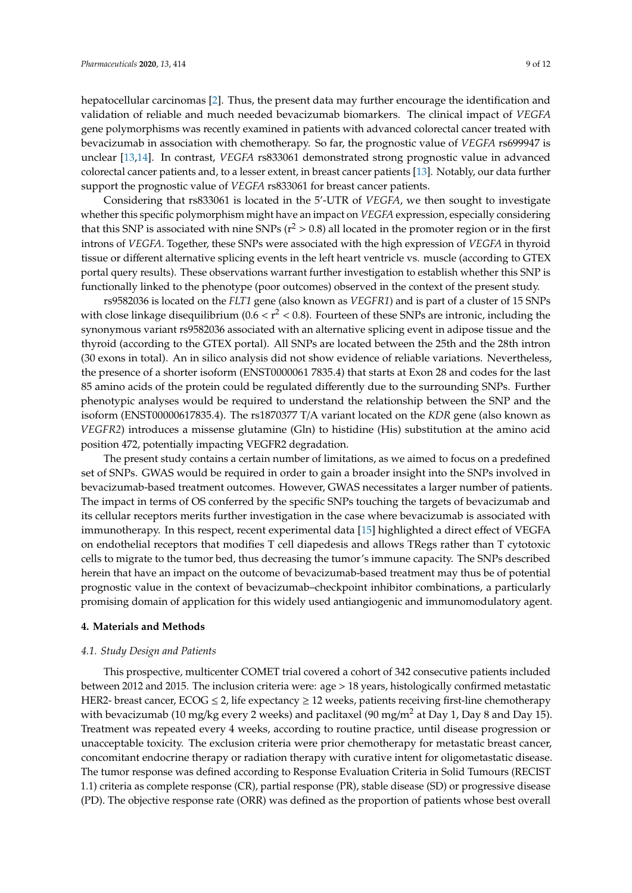hepatocellular carcinomas [2]. Thus, the present data may further encourage the identification and validation of reliable and much needed bevacizumab biomarkers. The clinical impact of *VEGFA* gene polymorphisms was recently examined in patients with advanced colorectal cancer treated with bevacizumab in association with chemotherapy. So far, the prognostic value of *VEGFA* rs699947 is unclear [13,14]. In contrast, *VEGFA* rs833061 demonstrated strong prognostic value in advanced colorectal cancer patients and, to a lesser extent, in breast cancer patients [13]. Notably, our data further support the prognostic value of *VEGFA* rs833061 for breast cancer patients.

Considering that rs833061 is located in the 5′-UTR of *VEGFA*, we then sought to investigate whether this specific polymorphism might have an impact on *VEGFA* expression, especially considering that this SNP is associated with nine SNPs ($r^2 > 0.8$) all located in the promoter region or in the first introns of *VEGFA*. Together, these SNPs were associated with the high expression of *VEGFA* in thyroid tissue or different alternative splicing events in the left heart ventricle vs. muscle (according to GTEX portal query results). These observations warrant further investigation to establish whether this SNP is functionally linked to the phenotype (poor outcomes) observed in the context of the present study.

rs9582036 is located on the *FLT1* gene (also known as *VEGFR1*) and is part of a cluster of 15 SNPs with close linkage disequilibrium ($0.6 < r^2 < 0.8$). Fourteen of these SNPs are intronic, including the synonymous variant rs9582036 associated with an alternative splicing event in adipose tissue and the thyroid (according to the GTEX portal). All SNPs are located between the 25th and the 28th intron (30 exons in total). An in silico analysis did not show evidence of reliable variations. Nevertheless, the presence of a shorter isoform (ENST0000061 7835.4) that starts at Exon 28 and codes for the last 85 amino acids of the protein could be regulated differently due to the surrounding SNPs. Further phenotypic analyses would be required to understand the relationship between the SNP and the isoform (ENST00000617835.4). The rs1870377 T/A variant located on the *KDR* gene (also known as *VEGFR2*) introduces a missense glutamine (Gln) to histidine (His) substitution at the amino acid position 472, potentially impacting VEGFR2 degradation.

The present study contains a certain number of limitations, as we aimed to focus on a predefined set of SNPs. GWAS would be required in order to gain a broader insight into the SNPs involved in bevacizumab-based treatment outcomes. However, GWAS necessitates a larger number of patients. The impact in terms of OS conferred by the specific SNPs touching the targets of bevacizumab and its cellular receptors merits further investigation in the case where bevacizumab is associated with immunotherapy. In this respect, recent experimental data [15] highlighted a direct effect of VEGFA on endothelial receptors that modifies T cell diapedesis and allows TRegs rather than T cytotoxic cells to migrate to the tumor bed, thus decreasing the tumor's immune capacity. The SNPs described herein that have an impact on the outcome of bevacizumab-based treatment may thus be of potential prognostic value in the context of bevacizumab–checkpoint inhibitor combinations, a particularly promising domain of application for this widely used antiangiogenic and immunomodulatory agent.

## 4. Materials and Methods

### *4.1. Study Design and Patients*

This prospective, multicenter COMET trial covered a cohort of 342 consecutive patients included between 2012 and 2015. The inclusion criteria were: age > 18 years, histologically confirmed metastatic HER2- breast cancer, ECOG ≤ 2, life expectancy ≥ 12 weeks, patients receiving first-line chemotherapy with bevacizumab (10 mg/kg every 2 weeks) and paclitaxel (90 mg/m$^2$ at Day 1, Day 8 and Day 15). Treatment was repeated every 4 weeks, according to routine practice, until disease progression or unacceptable toxicity. The exclusion criteria were prior chemotherapy for metastatic breast cancer, concomitant endocrine therapy or radiation therapy with curative intent for oligometastatic disease. The tumor response was defined according to Response Evaluation Criteria in Solid Tumours (RECIST 1.1) criteria as complete response (CR), partial response (PR), stable disease (SD) or progressive disease (PD). The objective response rate (ORR) was defined as the proportion of patients whose best overall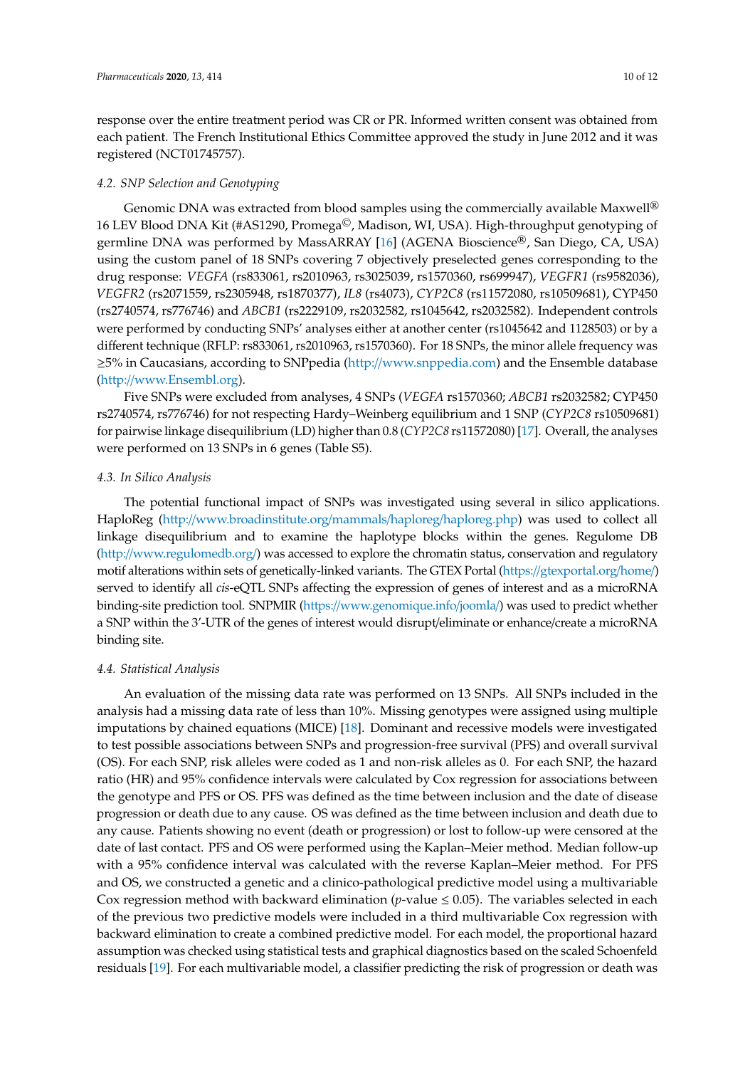response over the entire treatment period was CR or PR. Informed written consent was obtained from each patient. The French Institutional Ethics Committee approved the study in June 2012 and it was registered (NCT01745757).

### 4.2. SNP Selection and Genotyping

Genomic DNA was extracted from blood samples using the commercially available Maxwell® 16 LEV Blood DNA Kit (#AS1290, Promega©, Madison, WI, USA). High-throughput genotyping of germline DNA was performed by MassARRAY [16] (AGENA Bioscience®, San Diego, CA, USA) using the custom panel of 18 SNPs covering 7 objectively preselected genes corresponding to the drug response: *VEGFA* (rs833061, rs2010963, rs3025039, rs1570360, rs699947), *VEGFR1* (rs9582036), *VEGFR2* (rs2071559, rs2305948, rs1870377), *IL8* (rs4073), *CYP2C8* (rs11572080, rs10509681), CYP450 (rs2740574, rs776746) and *ABCB1* (rs2229109, rs2032582, rs1045642, rs2032582). Independent controls were performed by conducting SNPs' analyses either at another center (rs1045642 and 1128503) or by a different technique (RFLP: rs833061, rs2010963, rs1570360). For 18 SNPs, the minor allele frequency was ≥5% in Caucasians, according to SNPpedia (http://www.snppedia.com) and the Ensemble database (http://www.Ensembl.org).

Five SNPs were excluded from analyses, 4 SNPs (*VEGFA* rs1570360; *ABCB1* rs2032582; CYP450 rs2740574, rs776746) for not respecting Hardy–Weinberg equilibrium and 1 SNP (*CYP2C8* rs10509681) for pairwise linkage disequilibrium (LD) higher than 0.8 (*CYP2C8* rs11572080) [17]. Overall, the analyses were performed on 13 SNPs in 6 genes (Table S5).

### 4.3. In Silico Analysis

The potential functional impact of SNPs was investigated using several in silico applications. HaploReg (http://www.broadinstitute.org/mammals/haploreg/haploreg.php) was used to collect all linkage disequilibrium and to examine the haplotype blocks within the genes. Regulome DB (http://www.regulomedb.org/) was accessed to explore the chromatin status, conservation and regulatory motif alterations within sets of genetically-linked variants. The GTEX Portal (https://gtexportal.org/home/) served to identify all *cis*-eQTL SNPs affecting the expression of genes of interest and as a microRNA binding-site prediction tool. SNPMIR (https://www.genomique.info/joomla/) was used to predict whether a SNP within the 3′-UTR of the genes of interest would disrupt/eliminate or enhance/create a microRNA binding site.

### 4.4. Statistical Analysis

An evaluation of the missing data rate was performed on 13 SNPs. All SNPs included in the analysis had a missing data rate of less than 10%. Missing genotypes were assigned using multiple imputations by chained equations (MICE) [18]. Dominant and recessive models were investigated to test possible associations between SNPs and progression-free survival (PFS) and overall survival (OS). For each SNP, risk alleles were coded as 1 and non-risk alleles as 0. For each SNP, the hazard ratio (HR) and 95% confidence intervals were calculated by Cox regression for associations between the genotype and PFS or OS. PFS was defined as the time between inclusion and the date of disease progression or death due to any cause. OS was defined as the time between inclusion and death due to any cause. Patients showing no event (death or progression) or lost to follow-up were censored at the date of last contact. PFS and OS were performed using the Kaplan–Meier method. Median follow-up with a 95% confidence interval was calculated with the reverse Kaplan–Meier method. For PFS and OS, we constructed a genetic and a clinico-pathological predictive model using a multivariable Cox regression method with backward elimination ($p$-value $\leq 0.05$). The variables selected in each of the previous two predictive models were included in a third multivariable Cox regression with backward elimination to create a combined predictive model. For each model, the proportional hazard assumption was checked using statistical tests and graphical diagnostics based on the scaled Schoenfeld residuals [19]. For each multivariable model, a classifier predicting the risk of progression or death was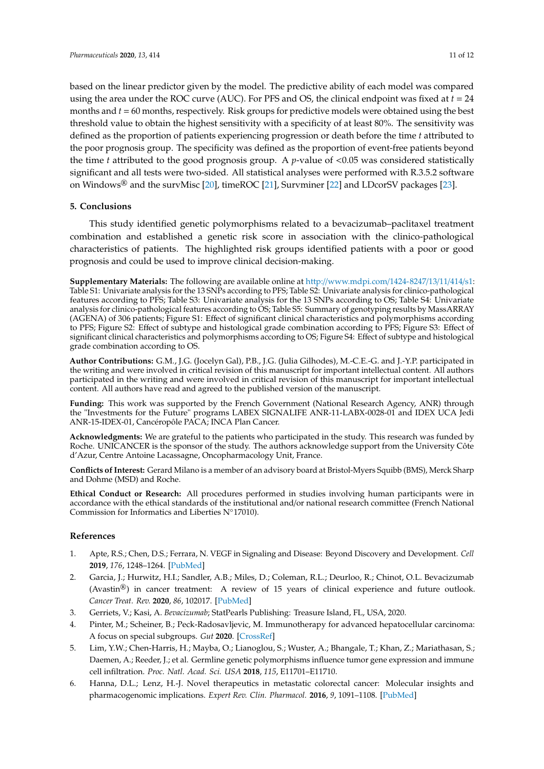based on the linear predictor given by the model. The predictive ability of each model was compared using the area under the ROC curve (AUC). For PFS and OS, the clinical endpoint was fixed at $t = 24$ months and $t = 60$ months, respectively. Risk groups for predictive models were obtained using the best threshold value to obtain the highest sensitivity with a specificity of at least 80%. The sensitivity was defined as the proportion of patients experiencing progression or death before the time $t$ attributed to the poor prognosis group. The specificity was defined as the proportion of event-free patients beyond the time $t$ attributed to the good prognosis group. A $p$-value of $<0.05$ was considered statistically significant and all tests were two-sided. All statistical analyses were performed with R.3.5.2 software on Windows® and the survMisc [20], timeROC [21], Survminer [22] and LDcorSV packages [23].

## 5. Conclusions

This study identified genetic polymorphisms related to a bevacizumab–paclitaxel treatment combination and established a genetic risk score in association with the clinico-pathological characteristics of patients. The highlighted risk groups identified patients with a poor or good prognosis and could be used to improve clinical decision-making.

**Supplementary Materials:** The following are available online at http://www.mdpi.com/1424-8247/13/11/414/s1: Table S1: Univariate analysis for the 13 SNPs according to PFS; Table S2: Univariate analysis for clinico-pathological features according to PFS; Table S3: Univariate analysis for the 13 SNPs according to OS; Table S4: Univariate analysis for clinico-pathological features according to OS; Table S5: Summary of genotyping results by MassARRAY (AGENA) of 306 patients; Figure S1: Effect of significant clinical characteristics and polymorphisms according to PFS; Figure S2: Effect of subtype and histological grade combination according to PFS; Figure S3: Effect of significant clinical characteristics and polymorphisms according to OS; Figure S4: Effect of subtype and histological grade combination according to OS.

**Author Contributions:** G.M., J.G. (Jocelyn Gal), P.B., J.G. (Julia Gilhodes), M.-C.E.-G. and J.-Y.P. participated in the writing and were involved in critical revision of this manuscript for important intellectual content. All authors participated in the writing and were involved in critical revision of this manuscript for important intellectual content. All authors have read and agreed to the published version of the manuscript.

**Funding:** This work was supported by the French Government (National Research Agency, ANR) through the "Investments for the Future" programs LABEX SIGNALIFE ANR-11-LABX-0028-01 and IDEX UCA Jedi ANR-15-IDEX-01, Canceropôle PACA; INCA Plan Cancer.

**Acknowledgments:** We are grateful to the patients who participated in the study. This research was funded by Roche. UNICANCER is the sponsor of the study. The authors acknowledge support from the University Côte d'Azur, Centre Antoine Lacassagne, Oncopharmacology Unit, France.

**Conflicts of Interest:** Gerard Milano is a member of an advisory board at Bristol-Myers Squibb (BMS), Merck Sharp and Dohme (MSD) and Roche.

**Ethical Conduct or Research:** All procedures performed in studies involving human participants were in accordance with the ethical standards of the institutional and/or national research committee (French National Commission for Informatics and Liberties N°17010).

## References

1. Apte, R.S.; Chen, D.S.; Ferrara, N. VEGF in Signaling and Disease: Beyond Discovery and Development. *Cell* **2019**, *176*, 1248–1264. [PubMed]
2. Garcia, J.; Hurwitz, H.I.; Sandler, A.B.; Miles, D.; Coleman, R.L.; Deurloo, R.; Chinot, O.L. Bevacizumab (Avastin®) in cancer treatment: A review of 15 years of clinical experience and future outlook. *Cancer Treat. Rev.* **2020**, *86*, 102017. [PubMed]
3. Gerriets, V.; Kasi, A. *Bevacizumab*; StatPearls Publishing: Treasure Island, FL, USA, 2020.
4. Pinter, M.; Scheiner, B.; Peck-Radosavljevic, M. Immunotherapy for advanced hepatocellular carcinoma: A focus on special subgroups. *Gut* **2020**. [CrossRef]
5. Lim, Y.W.; Chen-Harris, H.; Mayba, O.; Lianoglou, S.; Wuster, A.; Bhangale, T.; Khan, Z.; Mariathasan, S.; Daemen, A.; Reeder, J.; et al. Germline genetic polymorphisms influence tumor gene expression and immune cell infiltration. *Proc. Natl. Acad. Sci. USA* **2018**, *115*, E11701–E11710.
6. Hanna, D.L.; Lenz, H.-J. Novel therapeutics in metastatic colorectal cancer: Molecular insights and pharmacogenomic implications. *Expert Rev. Clin. Pharmacol.* **2016**, *9*, 1091–1108. [PubMed]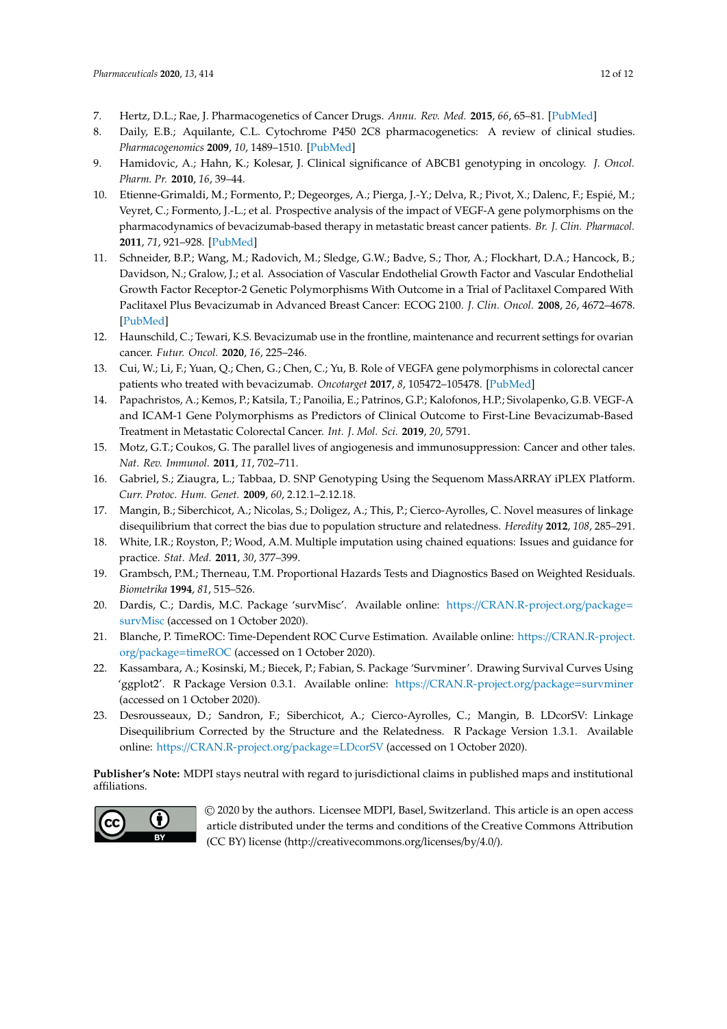7. Hertz, D.L.; Rae, J. Pharmacogenetics of Cancer Drugs. *Annu. Rev. Med.* **2015**, *66*, 65–81. [PubMed]
8. Daily, E.B.; Aquilante, C.L. Cytochrome P450 2C8 pharmacogenetics: A review of clinical studies. *Pharmacogenomics* **2009**, *10*, 1489–1510. [PubMed]
9. Hamidovic, A.; Hahn, K.; Kolesar, J. Clinical significance of ABCB1 genotyping in oncology. *J. Oncol. Pharm. Pr.* **2010**, *16*, 39–44.
10. Etienne-Grimaldi, M.; Formento, P.; Degeorges, A.; Pierga, J.-Y.; Delva, R.; Pivot, X.; Dalenc, F.; Espié, M.; Veyret, C.; Formento, J.-L.; et al. Prospective analysis of the impact of VEGF-A gene polymorphisms on the pharmacodynamics of bevacizumab-based therapy in metastatic breast cancer patients. *Br. J. Clin. Pharmacol.* **2011**, *71*, 921–928. [PubMed]
11. Schneider, B.P.; Wang, M.; Radovich, M.; Sledge, G.W.; Badve, S.; Thor, A.; Flockhart, D.A.; Hancock, B.; Davidson, N.; Gralow, J.; et al. Association of Vascular Endothelial Growth Factor and Vascular Endothelial Growth Factor Receptor-2 Genetic Polymorphisms With Outcome in a Trial of Paclitaxel Compared With Paclitaxel Plus Bevacizumab in Advanced Breast Cancer: ECOG 2100. *J. Clin. Oncol.* **2008**, *26*, 4672–4678. [PubMed]
12. Haunschild, C.; Tewari, K.S. Bevacizumab use in the frontline, maintenance and recurrent settings for ovarian cancer. *Futur. Oncol.* **2020**, *16*, 225–246.
13. Cui, W.; Li, F.; Yuan, Q.; Chen, G.; Chen, C.; Yu, B. Role of VEGFA gene polymorphisms in colorectal cancer patients who treated with bevacizumab. *Oncotarget* **2017**, *8*, 105472–105478. [PubMed]
14. Papachristos, A.; Kemos, P.; Katsila, T.; Panoilia, E.; Patrinos, G.P.; Kalofonos, H.P.; Sivolapenko, G.B. VEGF-A and ICAM-1 Gene Polymorphisms as Predictors of Clinical Outcome to First-Line Bevacizumab-Based Treatment in Metastatic Colorectal Cancer. *Int. J. Mol. Sci.* **2019**, *20*, 5791.
15. Motz, G.T.; Coukos, G. The parallel lives of angiogenesis and immunosuppression: Cancer and other tales. *Nat. Rev. Immunol.* **2011**, *11*, 702–711.
16. Gabriel, S.; Ziaugra, L.; Tabbaa, D. SNP Genotyping Using the Sequenom MassARRAY iPLEX Platform. *Curr. Protoc. Hum. Genet.* **2009**, *60*, 2.12.1–2.12.18.
17. Mangin, B.; Siberchicot, A.; Nicolas, S.; Doligez, A.; This, P.; Cierco-Ayrolles, C. Novel measures of linkage disequilibrium that correct the bias due to population structure and relatedness. *Heredity* **2012**, *108*, 285–291.
18. White, I.R.; Royston, P.; Wood, A.M. Multiple imputation using chained equations: Issues and guidance for practice. *Stat. Med.* **2011**, *30*, 377–399.
19. Grambsch, P.M.; Therneau, T.M. Proportional Hazards Tests and Diagnostics Based on Weighted Residuals. *Biometrika* **1994**, *81*, 515–526.
20. Dardis, C.; Dardis, M.C. Package 'survMisc'. Available online: https://CRAN.R-project.org/package=survMisc (accessed on 1 October 2020).
21. Blanche, P. TimeROC: Time-Dependent ROC Curve Estimation. Available online: https://CRAN.R-project.org/package=timeROC (accessed on 1 October 2020).
22. Kassambara, A.; Kosinski, M.; Biecek, P.; Fabian, S. Package 'Survminer'. Drawing Survival Curves Using 'ggplot2'. R Package Version 0.3.1. Available online: https://CRAN.R-project.org/package=survminer (accessed on 1 October 2020).
23. Desrousseaux, D.; Sandron, F.; Siberchicot, A.; Cierco-Ayrolles, C.; Mangin, B. LDcorSV: Linkage Disequilibrium Corrected by the Structure and the Relatedness. R Package Version 1.3.1. Available online: https://CRAN.R-project.org/package=LDcorSV (accessed on 1 October 2020).

**Publisher's Note:** MDPI stays neutral with regard to jurisdictional claims in published maps and institutional affiliations.

© 2020 by the authors. Licensee MDPI, Basel, Switzerland. This article is an open access article distributed under the terms and conditions of the Creative Commons Attribution (CC BY) license (http://creativecommons.org/licenses/by/4.0/).